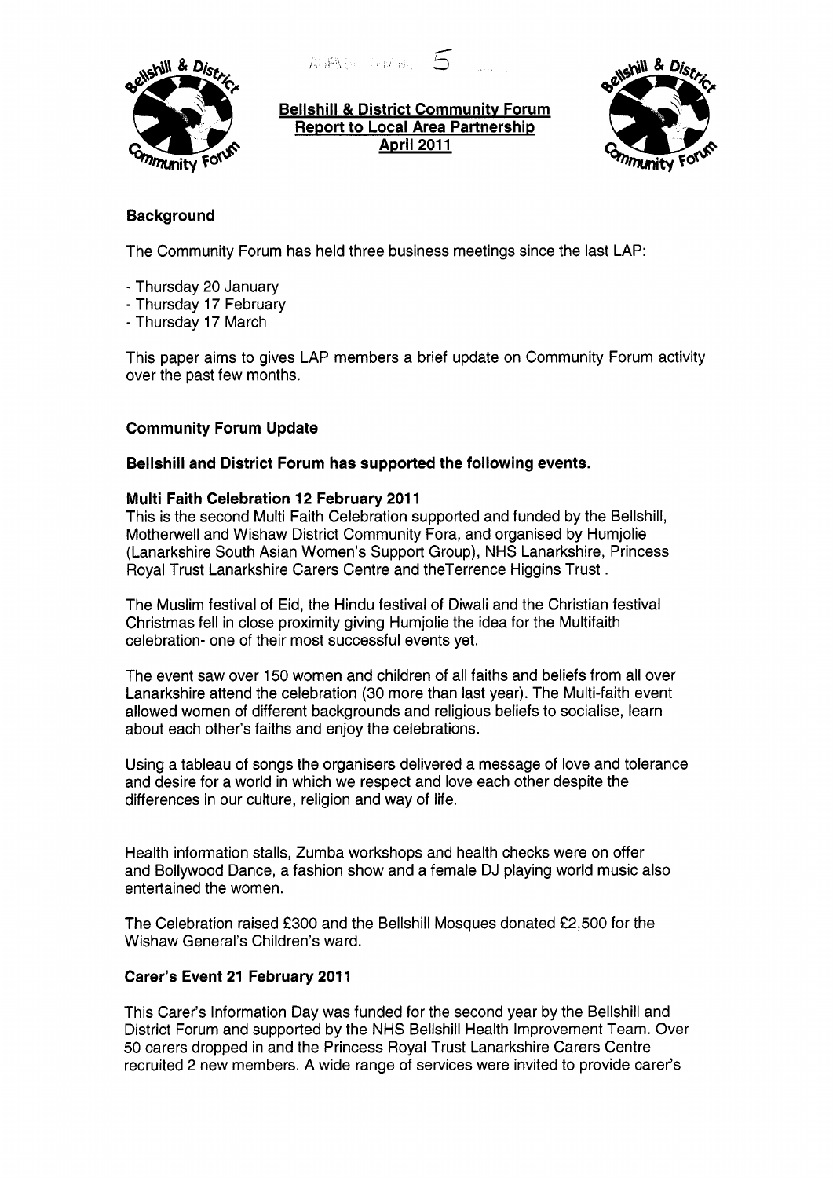**Bellshill & District Community Forum**
**Report to Local Area Partnership**
**April 2011**

## Background

The Community Forum has held three business meetings since the last LAP:

- Thursday 20 January
- Thursday 17 February
- Thursday 17 March

This paper aims to gives LAP members a brief update on Community Forum activity over the past few months.

## Community Forum Update

**Bellshill and District Forum has supported the following events.**

### Multi Faith Celebration 12 February 2011

This is the second Multi Faith Celebration supported and funded by the Bellshill, Motherwell and Wishaw District Community Fora, and organised by Humjolie (Lanarkshire South Asian Women's Support Group), NHS Lanarkshire, Princess Royal Trust Lanarkshire Carers Centre and theTerrence Higgins Trust .

The Muslim festival of Eid, the Hindu festival of Diwali and the Christian festival Christmas fell in close proximity giving Humjolie the idea for the Multifaith celebration- one of their most successful events yet.

The event saw over 150 women and children of all faiths and beliefs from all over Lanarkshire attend the celebration (30 more than last year). The Multi-faith event allowed women of different backgrounds and religious beliefs to socialise, learn about each other's faiths and enjoy the celebrations.

Using a tableau of songs the organisers delivered a message of love and tolerance and desire for a world in which we respect and love each other despite the differences in our culture, religion and way of life.

Health information stalls, Zumba workshops and health checks were on offer and Bollywood Dance, a fashion show and a female DJ playing world music also entertained the women.

The Celebration raised £300 and the Bellshill Mosques donated £2,500 for the Wishaw General's Children's ward.

### Carer's Event 21 February 2011

This Carer's Information Day was funded for the second year by the Bellshill and District Forum and supported by the NHS Bellshill Health Improvement Team. Over 50 carers dropped in and the Princess Royal Trust Lanarkshire Carers Centre recruited 2 new members. A wide range of services were invited to provide carer's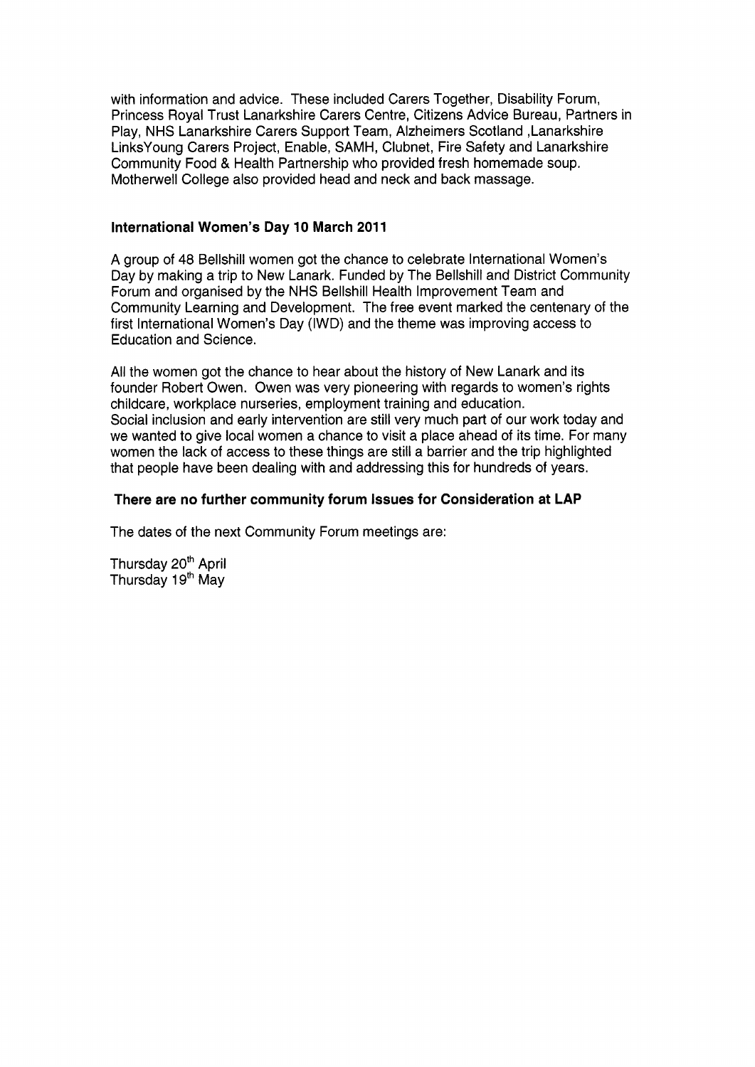with information and advice. These included Carers Together, Disability Forum, Princess Royal Trust Lanarkshire Carers Centre, Citizens Advice Bureau, Partners in Play, NHS Lanarkshire Carers Support Team, Alzheimers Scotland ,Lanarkshire LinksYoung Carers Project, Enable, SAMH, Clubnet, Fire Safety and Lanarkshire Community Food & Health Partnership who provided fresh homemade soup. Motherwell College also provided head and neck and back massage.

**International Women's Day 10 March 2011**

A group of 48 Bellshill women got the chance to celebrate International Women's Day by making a trip to New Lanark. Funded by The Bellshill and District Community Forum and organised by the NHS Bellshill Health Improvement Team and Community Learning and Development. The free event marked the centenary of the first International Women's Day (IWD) and the theme was improving access to Education and Science.

All the women got the chance to hear about the history of New Lanark and its founder Robert Owen. Owen was very pioneering with regards to women's rights childcare, workplace nurseries, employment training and education.
Social inclusion and early intervention are still very much part of our work today and we wanted to give local women a chance to visit a place ahead of its time. For many women the lack of access to these things are still a barrier and the trip highlighted that people have been dealing with and addressing this for hundreds of years.

**There are no further community forum Issues for Consideration at LAP**

The dates of the next Community Forum meetings are:

Thursday 20th April
Thursday 19th May